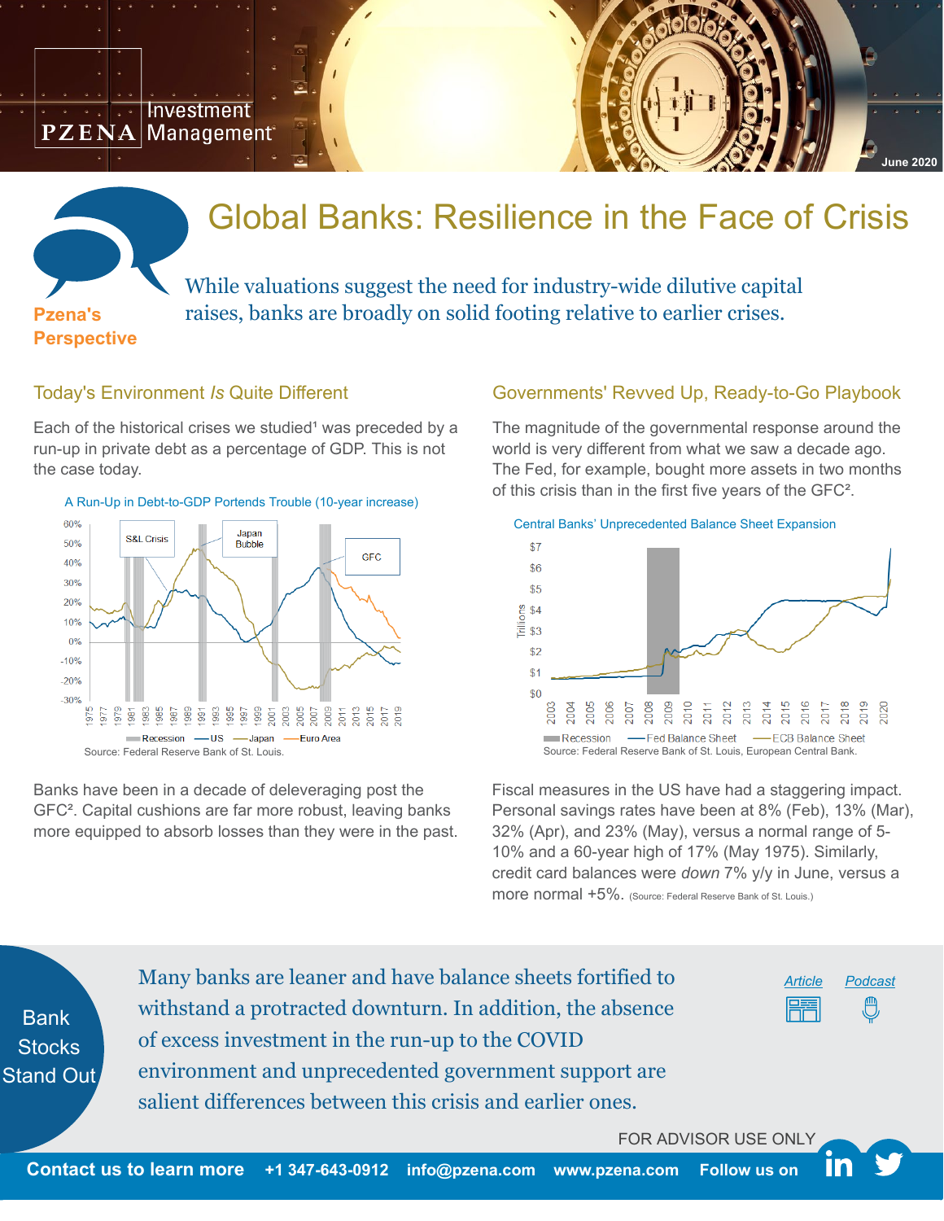Pzena Investment Management

June 2020

# Global Banks: Resilience in the Face of Crisis

**Pzena's Perspective**

While valuations suggest the need for industry-wide dilutive capital raises, banks are broadly on solid footing relative to earlier crises.

## Today's Environment *Is* Quite Different

Each of the historical crises we studied[1] was preceded by a run-up in private debt as a percentage of GDP. This is not the case today.

A Run-Up in Debt-to-GDP Portends Trouble (10-year increase)

Source: Federal Reserve Bank of St. Louis.

Banks have been in a decade of deleveraging post the GFC[2]. Capital cushions are far more robust, leaving banks more equipped to absorb losses than they were in the past.

## Governments' Revved Up, Ready-to-Go Playbook

The magnitude of the governmental response around the world is very different from what we saw a decade ago. The Fed, for example, bought more assets in two months of this crisis than in the first five years of the GFC[2].

Central Banks' Unprecedented Balance Sheet Expansion

Source: Federal Reserve Bank of St. Louis, European Central Bank.

Fiscal measures in the US have had a staggering impact. Personal savings rates have been at 8% (Feb), 13% (Mar), 32% (Apr), and 23% (May), versus a normal range of 5-10% and a 60-year high of 17% (May 1975). Similarly, credit card balances were *down* 7% y/y in June, versus a more normal +5%. (Source: Federal Reserve Bank of St. Louis.)

## Bank Stocks Stand Out

Many banks are leaner and have balance sheets fortified to withstand a protracted downturn. In addition, the absence of excess investment in the run-up to the COVID environment and unprecedented government support are salient differences between this crisis and earlier ones.

Article | Podcast

FOR ADVISOR USE ONLY

**Contact us to learn more** +1 347-643-0912 info@pzena.com www.pzena.com Follow us on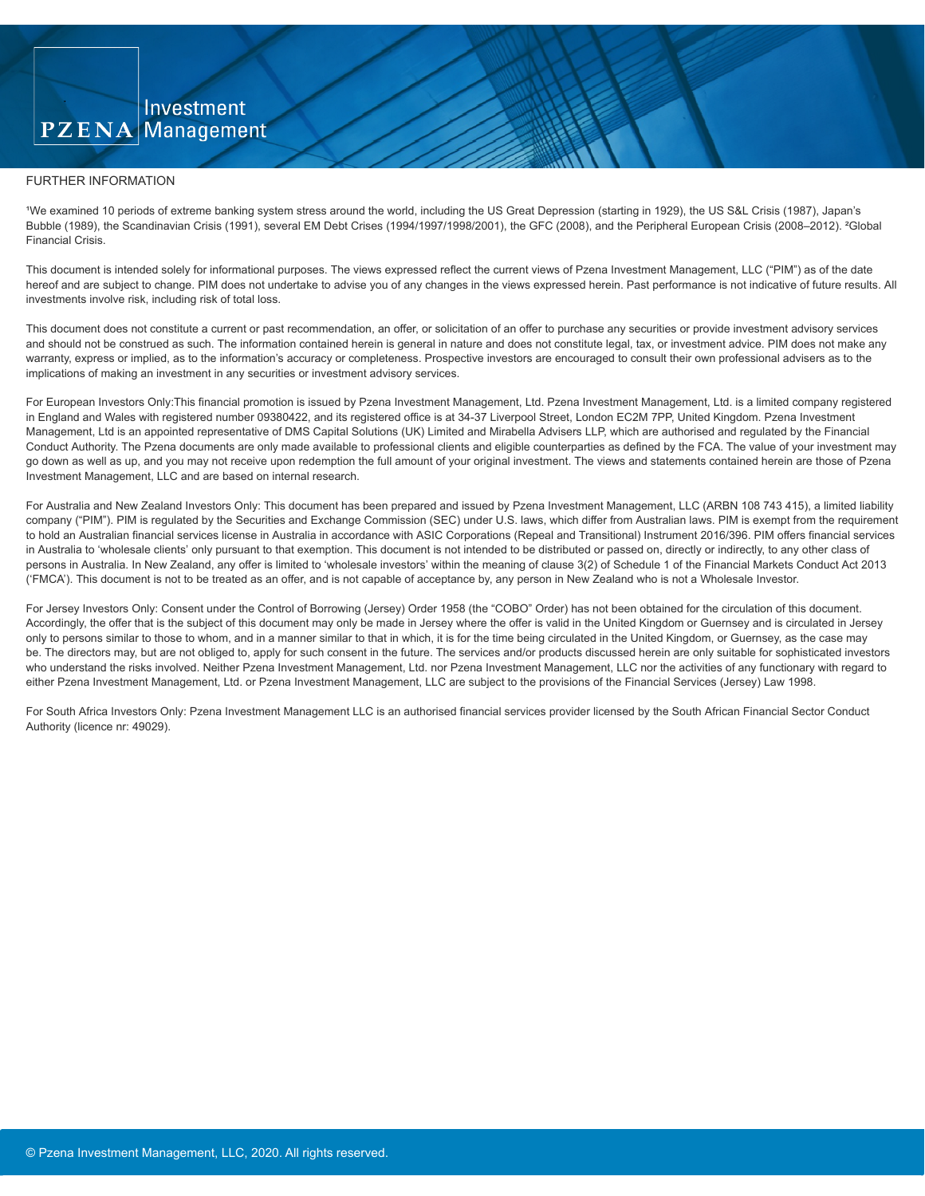FURTHER INFORMATION

[1]We examined 10 periods of extreme banking system stress around the world, including the US Great Depression (starting in 1929), the US S&L Crisis (1987), Japan's Bubble (1989), the Scandinavian Crisis (1991), several EM Debt Crises (1994/1997/1998/2001), the GFC (2008), and the Peripheral European Crisis (2008–2012). [2]Global Financial Crisis.

This document is intended solely for informational purposes. The views expressed reflect the current views of Pzena Investment Management, LLC ("PIM") as of the date hereof and are subject to change. PIM does not undertake to advise you of any changes in the views expressed herein. Past performance is not indicative of future results. All investments involve risk, including risk of total loss.

This document does not constitute a current or past recommendation, an offer, or solicitation of an offer to purchase any securities or provide investment advisory services and should not be construed as such. The information contained herein is general in nature and does not constitute legal, tax, or investment advice. PIM does not make any warranty, express or implied, as to the information's accuracy or completeness. Prospective investors are encouraged to consult their own professional advisers as to the implications of making an investment in any securities or investment advisory services.

For European Investors Only:This financial promotion is issued by Pzena Investment Management, Ltd. Pzena Investment Management, Ltd. is a limited company registered in England and Wales with registered number 09380422, and its registered office is at 34-37 Liverpool Street, London EC2M 7PP, United Kingdom. Pzena Investment Management, Ltd is an appointed representative of DMS Capital Solutions (UK) Limited and Mirabella Advisers LLP, which are authorised and regulated by the Financial Conduct Authority. The Pzena documents are only made available to professional clients and eligible counterparties as defined by the FCA. The value of your investment may go down as well as up, and you may not receive upon redemption the full amount of your original investment. The views and statements contained herein are those of Pzena Investment Management, LLC and are based on internal research.

For Australia and New Zealand Investors Only: This document has been prepared and issued by Pzena Investment Management, LLC (ARBN 108 743 415), a limited liability company ("PIM"). PIM is regulated by the Securities and Exchange Commission (SEC) under U.S. laws, which differ from Australian laws. PIM is exempt from the requirement to hold an Australian financial services license in Australia in accordance with ASIC Corporations (Repeal and Transitional) Instrument 2016/396. PIM offers financial services in Australia to 'wholesale clients' only pursuant to that exemption. This document is not intended to be distributed or passed on, directly or indirectly, to any other class of persons in Australia. In New Zealand, any offer is limited to 'wholesale investors' within the meaning of clause 3(2) of Schedule 1 of the Financial Markets Conduct Act 2013 ('FMCA'). This document is not to be treated as an offer, and is not capable of acceptance by, any person in New Zealand who is not a Wholesale Investor.

For Jersey Investors Only: Consent under the Control of Borrowing (Jersey) Order 1958 (the "COBO" Order) has not been obtained for the circulation of this document. Accordingly, the offer that is the subject of this document may only be made in Jersey where the offer is valid in the United Kingdom or Guernsey and is circulated in Jersey only to persons similar to those to whom, and in a manner similar to that in which, it is for the time being circulated in the United Kingdom, or Guernsey, as the case may be. The directors may, but are not obliged to, apply for such consent in the future. The services and/or products discussed herein are only suitable for sophisticated investors who understand the risks involved. Neither Pzena Investment Management, Ltd. nor Pzena Investment Management, LLC nor the activities of any functionary with regard to either Pzena Investment Management, Ltd. or Pzena Investment Management, LLC are subject to the provisions of the Financial Services (Jersey) Law 1998.

For South Africa Investors Only: Pzena Investment Management LLC is an authorised financial services provider licensed by the South African Financial Sector Conduct Authority (licence nr: 49029).

© Pzena Investment Management, LLC, 2020. All rights reserved.